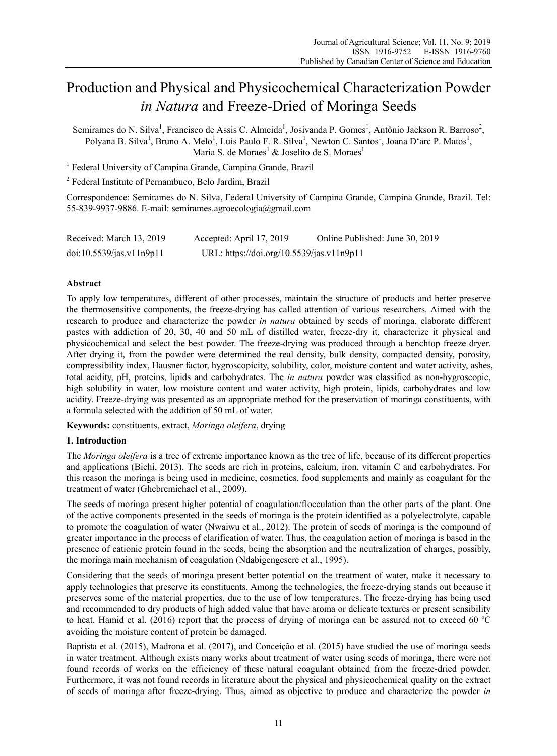# Production and Physical and Physicochemical Characterization Powder *in Natura* and Freeze-Dried of Moringa Seeds

Semirames do N. Silva[1], Francisco de Assis C. Almeida[1], Josivanda P. Gomes[1], Antônio Jackson R. Barroso[2], Polyana B. Silva[1], Bruno A. Melo[1], Luís Paulo F. R. Silva[1], Newton C. Santos[1], Joana D'arc P. Matos[1], Maria S. de Moraes[1] & Joselito de S. Moraes[1]

[1] Federal University of Campina Grande, Campina Grande, Brazil

[2] Federal Institute of Pernambuco, Belo Jardim, Brazil

Correspondence: Semirames do N. Silva, Federal University of Campina Grande, Campina Grande, Brazil. Tel: 55-839-9937-9886. E-mail: semirames.agroecologia@gmail.com

Received: March 13, 2019 Accepted: April 17, 2019 Online Published: June 30, 2019

doi:10.5539/jas.v11n9p11 URL: https://doi.org/10.5539/jas.v11n9p11

## Abstract

To apply low temperatures, different of other processes, maintain the structure of products and better preserve the thermosensitive components, the freeze-drying has called attention of various researchers. Aimed with the research to produce and characterize the powder *in natura* obtained by seeds of moringa, elaborate different pastes with addiction of 20, 30, 40 and 50 mL of distilled water, freeze-dry it, characterize it physical and physicochemical and select the best powder. The freeze-drying was produced through a benchtop freeze dryer. After drying it, from the powder were determined the real density, bulk density, compacted density, porosity, compressibility index, Hausner factor, hygroscopicity, solubility, color, moisture content and water activity, ashes, total acidity, pH, proteins, lipids and carbohydrates. The *in natura* powder was classified as non-hygroscopic, high solubility in water, low moisture content and water activity, high protein, lipids, carbohydrates and low acidity. Freeze-drying was presented as an appropriate method for the preservation of moringa constituents, with a formula selected with the addition of 50 mL of water.

**Keywords:** constituents, extract, *Moringa oleifera*, drying

## 1. Introduction

The *Moringa oleifera* is a tree of extreme importance known as the tree of life, because of its different properties and applications (Bichi, 2013). The seeds are rich in proteins, calcium, iron, vitamin C and carbohydrates. For this reason the moringa is being used in medicine, cosmetics, food supplements and mainly as coagulant for the treatment of water (Ghebremichael et al., 2009).

The seeds of moringa present higher potential of coagulation/flocculation than the other parts of the plant. One of the active components presented in the seeds of moringa is the protein identified as a polyelectrolyte, capable to promote the coagulation of water (Nwaiwu et al., 2012). The protein of seeds of moringa is the compound of greater importance in the process of clarification of water. Thus, the coagulation action of moringa is based in the presence of cationic protein found in the seeds, being the absorption and the neutralization of charges, possibly, the moringa main mechanism of coagulation (Ndabigengesere et al., 1995).

Considering that the seeds of moringa present better potential on the treatment of water, make it necessary to apply technologies that preserve its constituents. Among the technologies, the freeze-drying stands out because it preserves some of the material properties, due to the use of low temperatures. The freeze-drying has being used and recommended to dry products of high added value that have aroma or delicate textures or present sensibility to heat. Hamid et al. (2016) report that the process of drying of moringa can be assured not to exceed 60 ºC avoiding the moisture content of protein be damaged.

Baptista et al. (2015), Madrona et al. (2017), and Conceição et al. (2015) have studied the use of moringa seeds in water treatment. Although exists many works about treatment of water using seeds of moringa, there were not found records of works on the efficiency of these natural coagulant obtained from the freeze-dried powder. Furthermore, it was not found records in literature about the physical and physicochemical quality on the extract of seeds of moringa after freeze-drying. Thus, aimed as objective to produce and characterize the powder *in*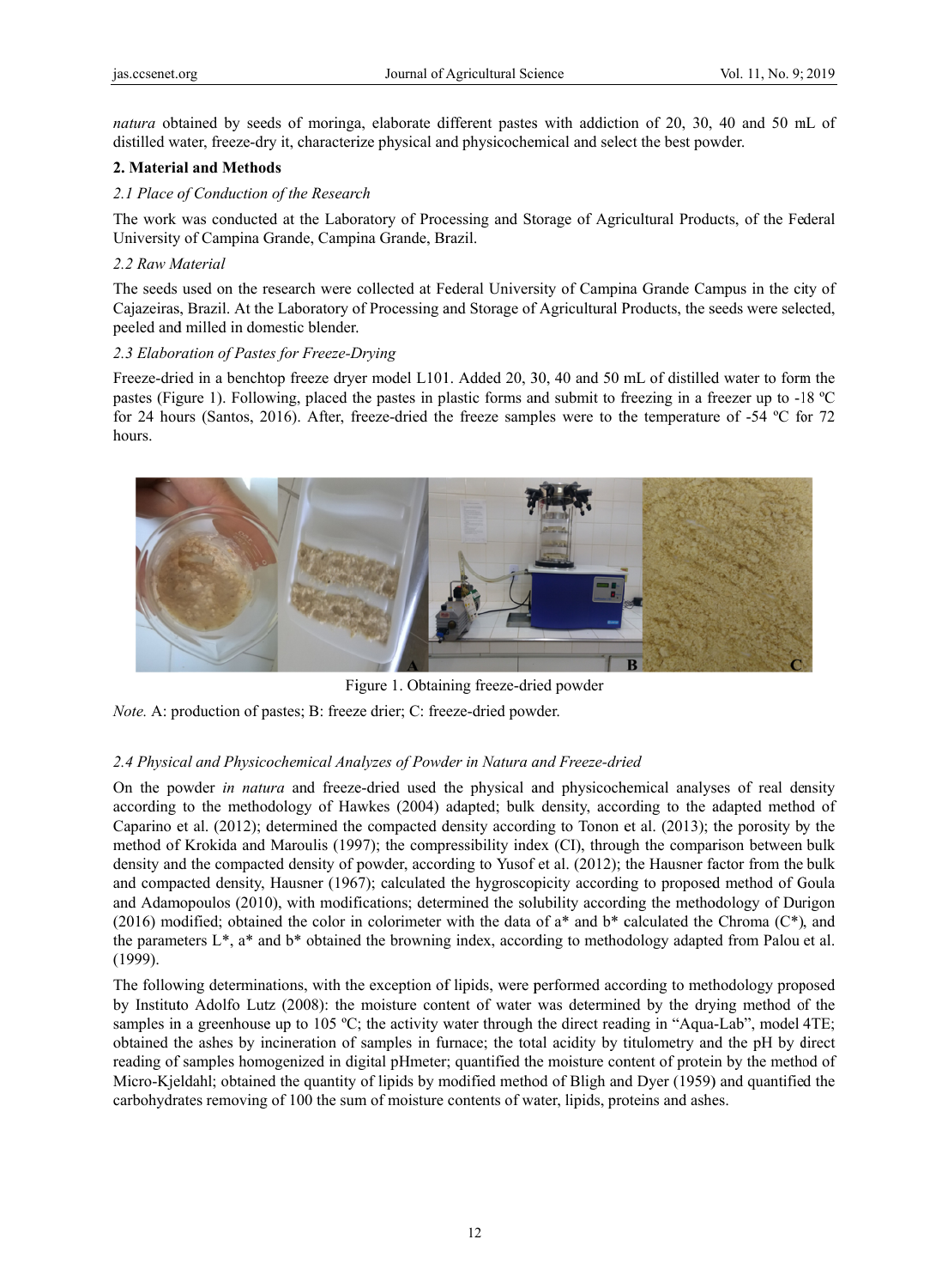*natura* obtained by seeds of moringa, elaborate different pastes with addiction of 20, 30, 40 and 50 mL of distilled water, freeze-dry it, characterize physical and physicochemical and select the best powder.

## 2. Material and Methods

### *2.1 Place of Conduction of the Research*

The work was conducted at the Laboratory of Processing and Storage of Agricultural Products, of the Federal University of Campina Grande, Campina Grande, Brazil.

### *2.2 Raw Material*

The seeds used on the research were collected at Federal University of Campina Grande Campus in the city of Cajazeiras, Brazil. At the Laboratory of Processing and Storage of Agricultural Products, the seeds were selected, peeled and milled in domestic blender.

### *2.3 Elaboration of Pastes for Freeze-Drying*

Freeze-dried in a benchtop freeze dryer model L101. Added 20, 30, 40 and 50 mL of distilled water to form the pastes (Figure 1). Following, placed the pastes in plastic forms and submit to freezing in a freezer up to -18 ºC for 24 hours (Santos, 2016). After, freeze-dried the freeze samples were to the temperature of -54 ºC for 72 hours.

Figure 1. Obtaining freeze-dried powder

*Note.* A: production of pastes; B: freeze drier; C: freeze-dried powder.

### *2.4 Physical and Physicochemical Analyzes of Powder in Natura and Freeze-dried*

On the powder *in natura* and freeze-dried used the physical and physicochemical analyses of real density according to the methodology of Hawkes (2004) adapted; bulk density, according to the adapted method of Caparino et al. (2012); determined the compacted density according to Tonon et al. (2013); the porosity by the method of Krokida and Maroulis (1997); the compressibility index (CI), through the comparison between bulk density and the compacted density of powder, according to Yusof et al. (2012); the Hausner factor from the bulk and compacted density, Hausner (1967); calculated the hygroscopicity according to proposed method of Goula and Adamopoulos (2010), with modifications; determined the solubility according the methodology of Durigon (2016) modified; obtained the color in colorimeter with the data of a* and b* calculated the Chroma (C*), and the parameters L*, a* and b* obtained the browning index, according to methodology adapted from Palou et al. (1999).

The following determinations, with the exception of lipids, were performed according to methodology proposed by Instituto Adolfo Lutz (2008): the moisture content of water was determined by the drying method of the samples in a greenhouse up to 105 ºC; the activity water through the direct reading in "Aqua-Lab", model 4TE; obtained the ashes by incineration of samples in furnace; the total acidity by titulometry and the pH by direct reading of samples homogenized in digital pHmeter; quantified the moisture content of protein by the method of Micro-Kjeldahl; obtained the quantity of lipids by modified method of Bligh and Dyer (1959) and quantified the carbohydrates removing of 100 the sum of moisture contents of water, lipids, proteins and ashes.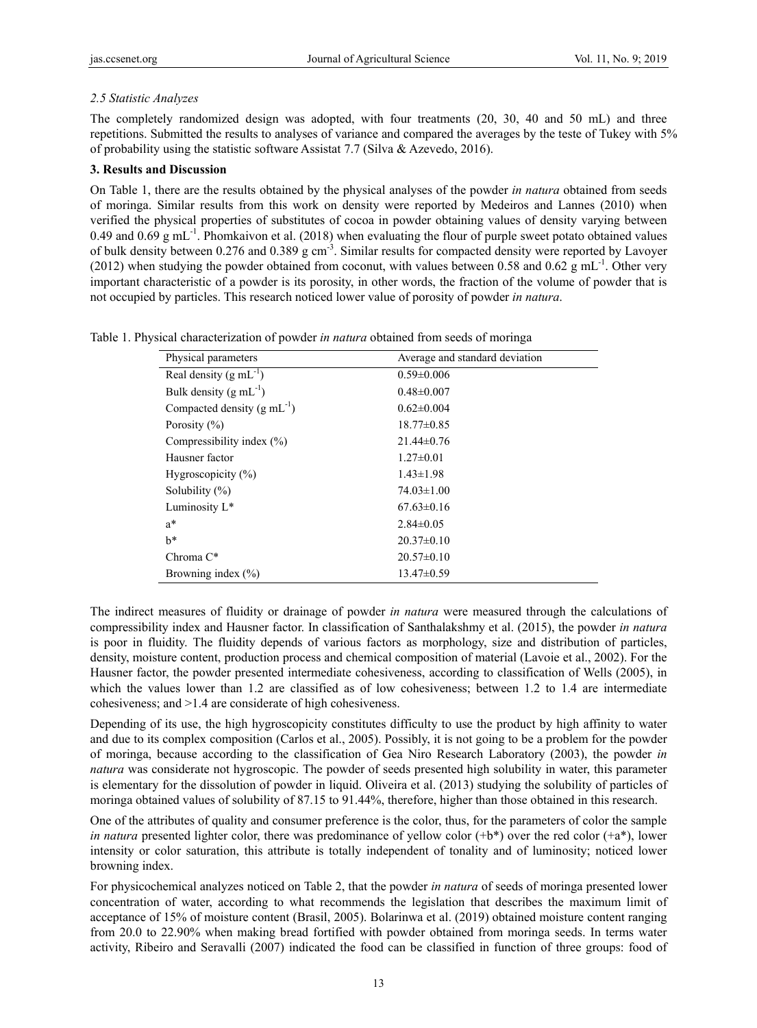*2.5 Statistic Analyzes*

The completely randomized design was adopted, with four treatments (20, 30, 40 and 50 mL) and three repetitions. Submitted the results to analyses of variance and compared the averages by the teste of Tukey with 5% of probability using the statistic software Assistat 7.7 (Silva & Azevedo, 2016).

**3. Results and Discussion**

On Table 1, there are the results obtained by the physical analyses of the powder *in natura* obtained from seeds of moringa. Similar results from this work on density were reported by Medeiros and Lannes (2010) when verified the physical properties of substitutes of cocoa in powder obtaining values of density varying between 0.49 and 0.69 g $mL^{-1}$. Phomkaivon et al. (2018) when evaluating the flour of purple sweet potato obtained values of bulk density between 0.276 and 0.389 g $cm^{-3}$. Similar results for compacted density were reported by Lavoyer (2012) when studying the powder obtained from coconut, with values between 0.58 and 0.62 g $mL^{-1}$. Other very important characteristic of a powder is its porosity, in other words, the fraction of the volume of powder that is not occupied by particles. This research noticed lower value of porosity of powder *in natura*.

Table 1. Physical characterization of powder *in natura* obtained from seeds of moringa

| Physical parameters | Average and standard deviation |
|---|---|
| Real density (g $mL^{-1}$) | 0.59±0.006 |
| Bulk density (g $mL^{-1}$) | 0.48±0.007 |
| Compacted density (g $mL^{-1}$) | 0.62±0.004 |
| Porosity (%) | 18.77±0.85 |
| Compressibility index (%) | 21.44±0.76 |
| Hausner factor | 1.27±0.01 |
| Hygroscopicity (%) | 1.43±1.98 |
| Solubility (%) | 74.03±1.00 |
| Luminosity L* | 67.63±0.16 |
| a* | 2.84±0.05 |
| b* | 20.37±0.10 |
| Chroma C* | 20.57±0.10 |
| Browning index (%) | 13.47±0.59 |

The indirect measures of fluidity or drainage of powder *in natura* were measured through the calculations of compressibility index and Hausner factor. In classification of Santhalakshmy et al. (2015), the powder *in natura* is poor in fluidity. The fluidity depends of various factors as morphology, size and distribution of particles, density, moisture content, production process and chemical composition of material (Lavoie et al., 2002). For the Hausner factor, the powder presented intermediate cohesiveness, according to classification of Wells (2005), in which the values lower than 1.2 are classified as of low cohesiveness; between 1.2 to 1.4 are intermediate cohesiveness; and >1.4 are considerate of high cohesiveness.

Depending of its use, the high hygroscopicity constitutes difficulty to use the product by high affinity to water and due to its complex composition (Carlos et al., 2005). Possibly, it is not going to be a problem for the powder of moringa, because according to the classification of Gea Niro Research Laboratory (2003), the powder *in natura* was considerate not hygroscopic. The powder of seeds presented high solubility in water, this parameter is elementary for the dissolution of powder in liquid. Oliveira et al. (2013) studying the solubility of particles of moringa obtained values of solubility of 87.15 to 91.44%, therefore, higher than those obtained in this research.

One of the attributes of quality and consumer preference is the color, thus, for the parameters of color the sample *in natura* presented lighter color, there was predominance of yellow color (+b*) over the red color (+a*), lower intensity or color saturation, this attribute is totally independent of tonality and of luminosity; noticed lower browning index.

For physicochemical analyzes noticed on Table 2, that the powder *in natura* of seeds of moringa presented lower concentration of water, according to what recommends the legislation that describes the maximum limit of acceptance of 15% of moisture content (Brasil, 2005). Bolarinwa et al. (2019) obtained moisture content ranging from 20.0 to 22.90% when making bread fortified with powder obtained from moringa seeds. In terms water activity, Ribeiro and Seravalli (2007) indicated the food can be classified in function of three groups: food of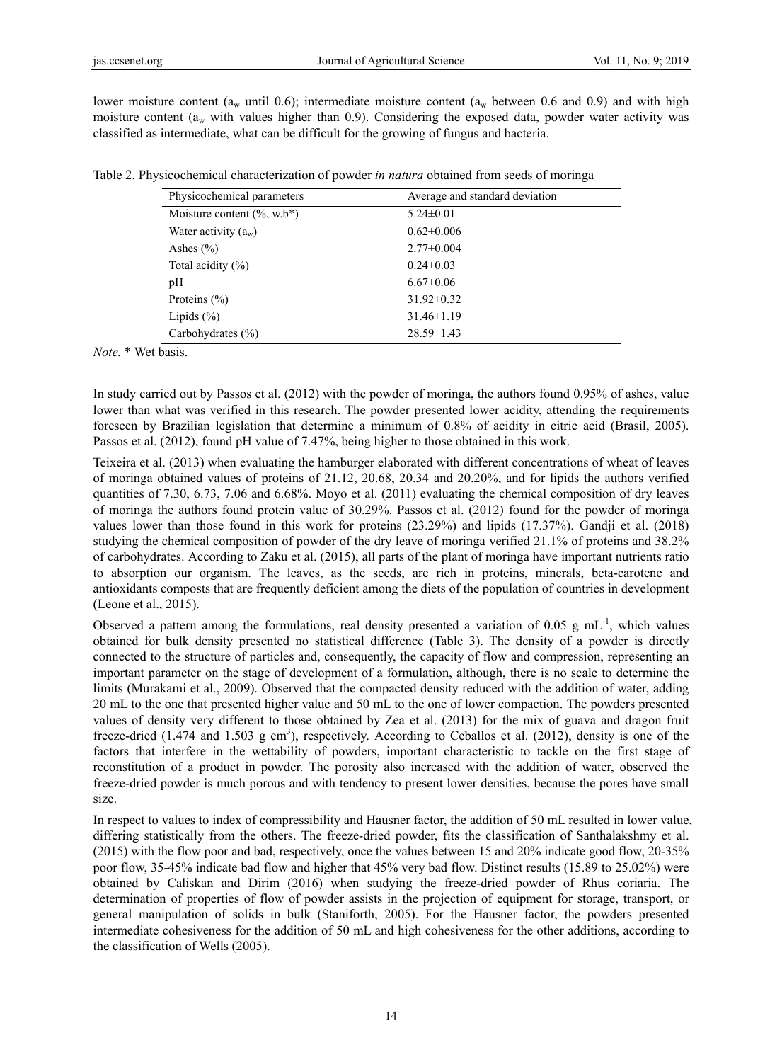lower moisture content ($a_w$ until 0.6); intermediate moisture content ($a_w$ between 0.6 and 0.9) and with high moisture content ($a_w$ with values higher than 0.9). Considering the exposed data, powder water activity was classified as intermediate, what can be difficult for the growing of fungus and bacteria.

Table 2. Physicochemical characterization of powder *in natura* obtained from seeds of moringa

| Physicochemical parameters | Average and standard deviation |
|---|---|
| Moisture content (%, w.b*) | 5.24±0.01 |
| Water activity ($a_w$) | 0.62±0.006 |
| Ashes (%) | 2.77±0.004 |
| Total acidity (%) | 0.24±0.03 |
| pH | 6.67±0.06 |
| Proteins (%) | 31.92±0.32 |
| Lipids (%) | 31.46±1.19 |
| Carbohydrates (%) | 28.59±1.43 |

*Note.* * Wet basis.

In study carried out by Passos et al. (2012) with the powder of moringa, the authors found 0.95% of ashes, value lower than what was verified in this research. The powder presented lower acidity, attending the requirements foreseen by Brazilian legislation that determine a minimum of 0.8% of acidity in citric acid (Brasil, 2005). Passos et al. (2012), found pH value of 7.47%, being higher to those obtained in this work.

Teixeira et al. (2013) when evaluating the hamburger elaborated with different concentrations of wheat of leaves of moringa obtained values of proteins of 21.12, 20.68, 20.34 and 20.20%, and for lipids the authors verified quantities of 7.30, 6.73, 7.06 and 6.68%. Moyo et al. (2011) evaluating the chemical composition of dry leaves of moringa the authors found protein value of 30.29%. Passos et al. (2012) found for the powder of moringa values lower than those found in this work for proteins (23.29%) and lipids (17.37%). Gandji et al. (2018) studying the chemical composition of powder of the dry leave of moringa verified 21.1% of proteins and 38.2% of carbohydrates. According to Zaku et al. (2015), all parts of the plant of moringa have important nutrients ratio to absorption our organism. The leaves, as the seeds, are rich in proteins, minerals, beta-carotene and antioxidants composts that are frequently deficient among the diets of the population of countries in development (Leone et al., 2015).

Observed a pattern among the formulations, real density presented a variation of 0.05 g $mL^{-1}$, which values obtained for bulk density presented no statistical difference (Table 3). The density of a powder is directly connected to the structure of particles and, consequently, the capacity of flow and compression, representing an important parameter on the stage of development of a formulation, although, there is no scale to determine the limits (Murakami et al., 2009). Observed that the compacted density reduced with the addition of water, adding 20 mL to the one that presented higher value and 50 mL to the one of lower compaction. The powders presented values of density very different to those obtained by Zea et al. (2013) for the mix of guava and dragon fruit freeze-dried (1.474 and 1.503 g $cm^3$), respectively. According to Ceballos et al. (2012), density is one of the factors that interfere in the wettability of powders, important characteristic to tackle on the first stage of reconstitution of a product in powder. The porosity also increased with the addition of water, observed the freeze-dried powder is much porous and with tendency to present lower densities, because the pores have small size.

In respect to values to index of compressibility and Hausner factor, the addition of 50 mL resulted in lower value, differing statistically from the others. The freeze-dried powder, fits the classification of Santhalakshmy et al. (2015) with the flow poor and bad, respectively, once the values between 15 and 20% indicate good flow, 20-35% poor flow, 35-45% indicate bad flow and higher that 45% very bad flow. Distinct results (15.89 to 25.02%) were obtained by Caliskan and Dirim (2016) when studying the freeze-dried powder of Rhus coriaria. The determination of properties of flow of powder assists in the projection of equipment for storage, transport, or general manipulation of solids in bulk (Staniforth, 2005). For the Hausner factor, the powders presented intermediate cohesiveness for the addition of 50 mL and high cohesiveness for the other additions, according to the classification of Wells (2005).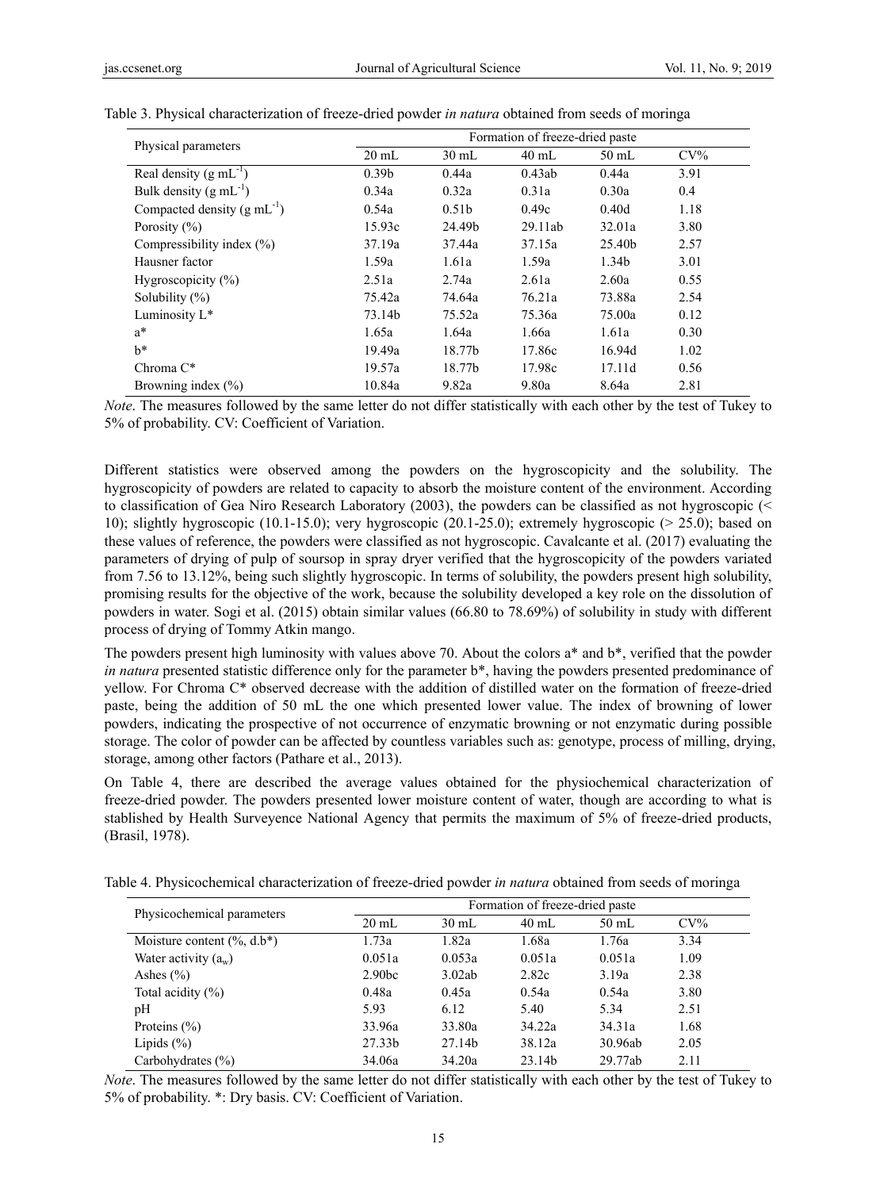Table 3. Physical characterization of freeze-dried powder *in natura* obtained from seeds of moringa

| Physical parameters | Formation of freeze-dried paste | | | | |
|---|---|---|---|---|---|
| | 20 mL | 30 mL | 40 mL | 50 mL | CV% |
| Real density (g $mL^{-1}$) | 0.39b | 0.44a | 0.43ab | 0.44a | 3.91 |
| Bulk density (g $mL^{-1}$) | 0.34a | 0.32a | 0.31a | 0.30a | 0.4 |
| Compacted density (g $mL^{-1}$) | 0.54a | 0.51b | 0.49c | 0.40d | 1.18 |
| Porosity (%) | 15.93c | 24.49b | 29.11ab | 32.01a | 3.80 |
| Compressibility index (%) | 37.19a | 37.44a | 37.15a | 25.40b | 2.57 |
| Hausner factor | 1.59a | 1.61a | 1.59a | 1.34b | 3.01 |
| Hygroscopicity (%) | 2.51a | 2.74a | 2.61a | 2.60a | 0.55 |
| Solubility (%) | 75.42a | 74.64a | 76.21a | 73.88a | 2.54 |
| Luminosity L* | 73.14b | 75.52a | 75.36a | 75.00a | 0.12 |
| a* | 1.65a | 1.64a | 1.66a | 1.61a | 0.30 |
| b* | 19.49a | 18.77b | 17.86c | 16.94d | 1.02 |
| Chroma C* | 19.57a | 18.77b | 17.98c | 17.11d | 0.56 |
| Browning index (%) | 10.84a | 9.82a | 9.80a | 8.64a | 2.81 |

*Note*. The measures followed by the same letter do not differ statistically with each other by the test of Tukey to 5% of probability. CV: Coefficient of Variation.

Different statistics were observed among the powders on the hygroscopicity and the solubility. The hygroscopicity of powders are related to capacity to absorb the moisture content of the environment. According to classification of Gea Niro Research Laboratory (2003), the powders can be classified as not hygroscopic (< 10); slightly hygroscopic (10.1-15.0); very hygroscopic (20.1-25.0); extremely hygroscopic (> 25.0); based on these values of reference, the powders were classified as not hygroscopic. Cavalcante et al. (2017) evaluating the parameters of drying of pulp of soursop in spray dryer verified that the hygroscopicity of the powders variated from 7.56 to 13.12%, being such slightly hygroscopic. In terms of solubility, the powders present high solubility, promising results for the objective of the work, because the solubility developed a key role on the dissolution of powders in water. Sogi et al. (2015) obtain similar values (66.80 to 78.69%) of solubility in study with different process of drying of Tommy Atkin mango.

The powders present high luminosity with values above 70. About the colors a* and b*, verified that the powder *in natura* presented statistic difference only for the parameter b*, having the powders presented predominance of yellow. For Chroma C* observed decrease with the addition of distilled water on the formation of freeze-dried paste, being the addition of 50 mL the one which presented lower value. The index of browning of lower powders, indicating the prospective of not occurrence of enzymatic browning or not enzymatic during possible storage. The color of powder can be affected by countless variables such as: genotype, process of milling, drying, storage, among other factors (Pathare et al., 2013).

On Table 4, there are described the average values obtained for the physiochemical characterization of freeze-dried powder. The powders presented lower moisture content of water, though are according to what is stablished by Health Surveyence National Agency that permits the maximum of 5% of freeze-dried products, (Brasil, 1978).

Table 4. Physicochemical characterization of freeze-dried powder *in natura* obtained from seeds of moringa

| Physicochemical parameters | Formation of freeze-dried paste | | | | |
|---|---|---|---|---|---|
| | 20 mL | 30 mL | 40 mL | 50 mL | CV% |
| Moisture content (%, d.b*) | 1.73a | 1.82a | 1.68a | 1.76a | 3.34 |
| Water activity ($a_w$) | 0.051a | 0.053a | 0.051a | 0.051a | 1.09 |
| Ashes (%) | 2.90bc | 3.02ab | 2.82c | 3.19a | 2.38 |
| Total acidity (%) | 0.48a | 0.45a | 0.54a | 0.54a | 3.80 |
| pH | 5.93 | 6.12 | 5.40 | 5.34 | 2.51 |
| Proteins (%) | 33.96a | 33.80a | 34.22a | 34.31a | 1.68 |
| Lipids (%) | 27.33b | 27.14b | 38.12a | 30.96ab | 2.05 |
| Carbohydrates (%) | 34.06a | 34.20a | 23.14b | 29.77ab | 2.11 |

*Note*. The measures followed by the same letter do not differ statistically with each other by the test of Tukey to 5% of probability. *: Dry basis. CV: Coefficient of Variation.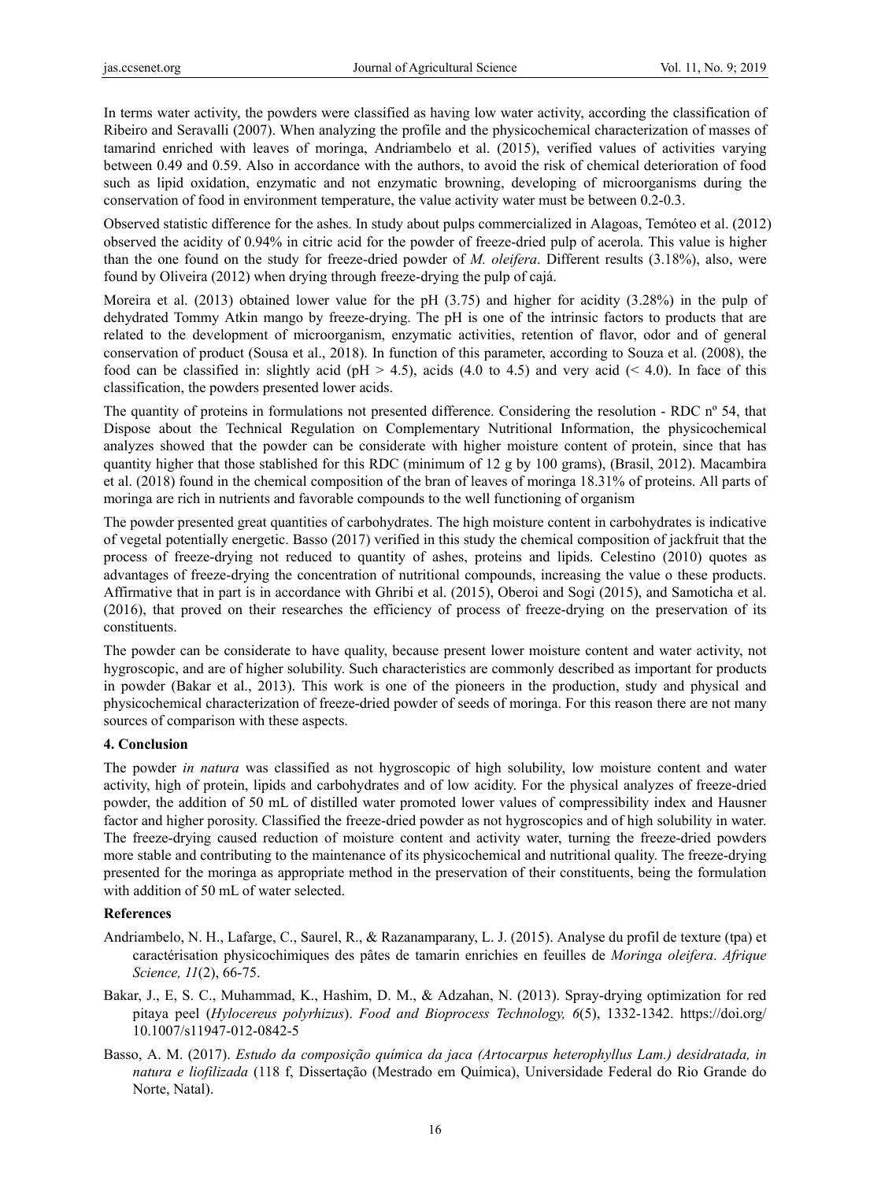In terms water activity, the powders were classified as having low water activity, according the classification of Ribeiro and Seravalli (2007). When analyzing the profile and the physicochemical characterization of masses of tamarind enriched with leaves of moringa, Andriambelo et al. (2015), verified values of activities varying between 0.49 and 0.59. Also in accordance with the authors, to avoid the risk of chemical deterioration of food such as lipid oxidation, enzymatic and not enzymatic browning, developing of microorganisms during the conservation of food in environment temperature, the value activity water must be between 0.2-0.3.

Observed statistic difference for the ashes. In study about pulps commercialized in Alagoas, Temóteo et al. (2012) observed the acidity of 0.94% in citric acid for the powder of freeze-dried pulp of acerola. This value is higher than the one found on the study for freeze-dried powder of *M. oleifera*. Different results (3.18%), also, were found by Oliveira (2012) when drying through freeze-drying the pulp of cajá.

Moreira et al. (2013) obtained lower value for the pH (3.75) and higher for acidity (3.28%) in the pulp of dehydrated Tommy Atkin mango by freeze-drying. The pH is one of the intrinsic factors to products that are related to the development of microorganism, enzymatic activities, retention of flavor, odor and of general conservation of product (Sousa et al., 2018). In function of this parameter, according to Souza et al. (2008), the food can be classified in: slightly acid (pH > 4.5), acids (4.0 to 4.5) and very acid (< 4.0). In face of this classification, the powders presented lower acids.

The quantity of proteins in formulations not presented difference. Considering the resolution - RDC nº 54, that Dispose about the Technical Regulation on Complementary Nutritional Information, the physicochemical analyzes showed that the powder can be considerate with higher moisture content of protein, since that has quantity higher that those stablished for this RDC (minimum of 12 g by 100 grams), (Brasil, 2012). Macambira et al. (2018) found in the chemical composition of the bran of leaves of moringa 18.31% of proteins. All parts of moringa are rich in nutrients and favorable compounds to the well functioning of organism

The powder presented great quantities of carbohydrates. The high moisture content in carbohydrates is indicative of vegetal potentially energetic. Basso (2017) verified in this study the chemical composition of jackfruit that the process of freeze-drying not reduced to quantity of ashes, proteins and lipids. Celestino (2010) quotes as advantages of freeze-drying the concentration of nutritional compounds, increasing the value o these products. Affirmative that in part is in accordance with Ghribi et al. (2015), Oberoi and Sogi (2015), and Samoticha et al. (2016), that proved on their researches the efficiency of process of freeze-drying on the preservation of its constituents.

The powder can be considerate to have quality, because present lower moisture content and water activity, not hygroscopic, and are of higher solubility. Such characteristics are commonly described as important for products in powder (Bakar et al., 2013). This work is one of the pioneers in the production, study and physical and physicochemical characterization of freeze-dried powder of seeds of moringa. For this reason there are not many sources of comparison with these aspects.

## 4. Conclusion

The powder *in natura* was classified as not hygroscopic of high solubility, low moisture content and water activity, high of protein, lipids and carbohydrates and of low acidity. For the physical analyzes of freeze-dried powder, the addition of 50 mL of distilled water promoted lower values of compressibility index and Hausner factor and higher porosity. Classified the freeze-dried powder as not hygroscopics and of high solubility in water. The freeze-drying caused reduction of moisture content and activity water, turning the freeze-dried powders more stable and contributing to the maintenance of its physicochemical and nutritional quality. The freeze-drying presented for the moringa as appropriate method in the preservation of their constituents, being the formulation with addition of 50 mL of water selected.

## References

Andriambelo, N. H., Lafarge, C., Saurel, R., & Razanamparany, L. J. (2015). Analyse du profil de texture (tpa) et caractérisation physicochimiques des pâtes de tamarin enrichies en feuilles de *Moringa oleifera*. *Afrique Science, 11*(2), 66-75.

Bakar, J., E, S. C., Muhammad, K., Hashim, D. M., & Adzahan, N. (2013). Spray-drying optimization for red pitaya peel (*Hylocereus polyrhizus*). *Food and Bioprocess Technology, 6*(5), 1332-1342. https://doi.org/10.1007/s11947-012-0842-5

Basso, A. M. (2017). *Estudo da composição química da jaca (Artocarpus heterophyllus Lam.) desidratada, in natura e liofilizada* (118 f, Dissertação (Mestrado em Química), Universidade Federal do Rio Grande do Norte, Natal).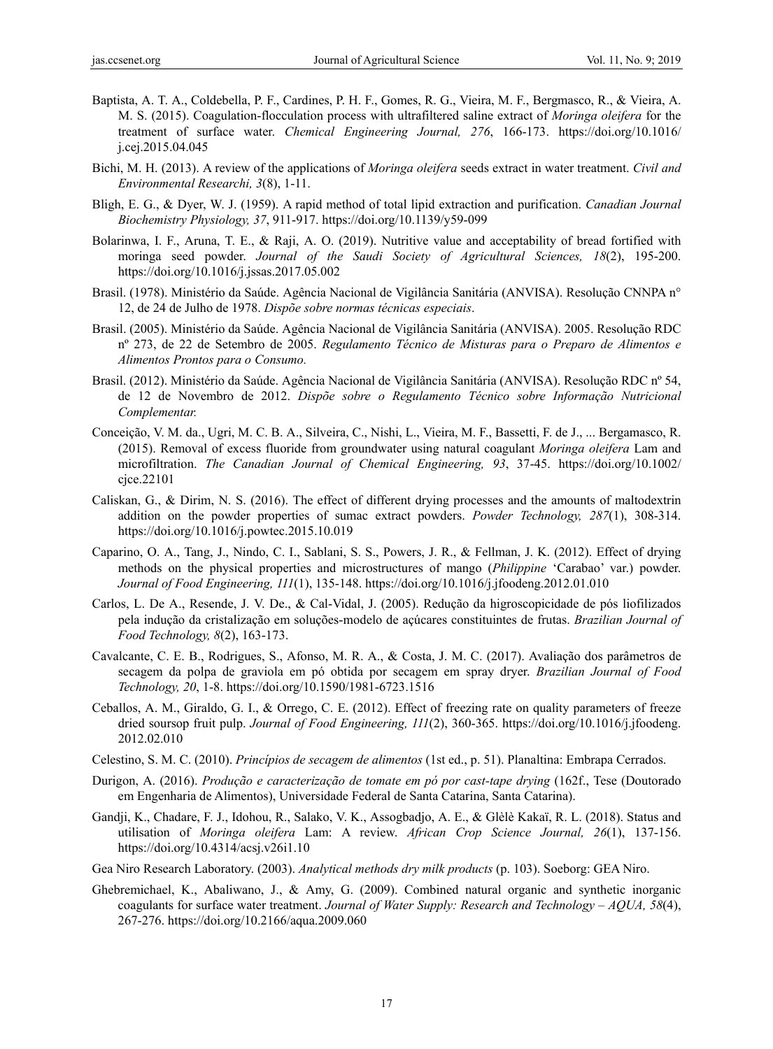Baptista, A. T. A., Coldebella, P. F., Cardines, P. H. F., Gomes, R. G., Vieira, M. F., Bergmasco, R., & Vieira, A. M. S. (2015). Coagulation-flocculation process with ultrafiltered saline extract of *Moringa oleifera* for the treatment of surface water. *Chemical Engineering Journal, 276*, 166-173. https://doi.org/10.1016/j.cej.2015.04.045

Bichi, M. H. (2013). A review of the applications of *Moringa oleifera* seeds extract in water treatment. *Civil and Environmental Researchi, 3*(8), 1-11.

Bligh, E. G., & Dyer, W. J. (1959). A rapid method of total lipid extraction and purification. *Canadian Journal Biochemistry Physiology, 37*, 911-917. https://doi.org/10.1139/y59-099

Bolarinwa, I. F., Aruna, T. E., & Raji, A. O. (2019). Nutritive value and acceptability of bread fortified with moringa seed powder. *Journal of the Saudi Society of Agricultural Sciences, 18*(2), 195-200. https://doi.org/10.1016/j.jssas.2017.05.002

Brasil. (1978). Ministério da Saúde. Agência Nacional de Vigilância Sanitária (ANVISA). Resolução CNNPA n° 12, de 24 de Julho de 1978. *Dispõe sobre normas técnicas especiais*.

Brasil. (2005). Ministério da Saúde. Agência Nacional de Vigilância Sanitária (ANVISA). 2005. Resolução RDC nº 273, de 22 de Setembro de 2005. *Regulamento Técnico de Misturas para o Preparo de Alimentos e Alimentos Prontos para o Consumo.*

Brasil. (2012). Ministério da Saúde. Agência Nacional de Vigilância Sanitária (ANVISA). Resolução RDC nº 54, de 12 de Novembro de 2012. *Dispõe sobre o Regulamento Técnico sobre Informação Nutricional Complementar.*

Conceição, V. M. da., Ugri, M. C. B. A., Silveira, C., Nishi, L., Vieira, M. F., Bassetti, F. de J., ... Bergamasco, R. (2015). Removal of excess fluoride from groundwater using natural coagulant *Moringa oleifera* Lam and microfiltration. *The Canadian Journal of Chemical Engineering, 93*, 37-45. https://doi.org/10.1002/cjce.22101

Caliskan, G., & Dirim, N. S. (2016). The effect of different drying processes and the amounts of maltodextrin addition on the powder properties of sumac extract powders. *Powder Technology, 287*(1), 308-314. https://doi.org/10.1016/j.powtec.2015.10.019

Caparino, O. A., Tang, J., Nindo, C. I., Sablani, S. S., Powers, J. R., & Fellman, J. K. (2012). Effect of drying methods on the physical properties and microstructures of mango (*Philippine* 'Carabao' var.) powder. *Journal of Food Engineering, 111*(1), 135-148. https://doi.org/10.1016/j.jfoodeng.2012.01.010

Carlos, L. De A., Resende, J. V. De., & Cal-Vidal, J. (2005). Redução da higroscopicidade de pós liofilizados pela indução da cristalização em soluções-modelo de açúcares constituintes de frutas. *Brazilian Journal of Food Technology, 8*(2), 163-173.

Cavalcante, C. E. B., Rodrigues, S., Afonso, M. R. A., & Costa, J. M. C. (2017). Avaliação dos parâmetros de secagem da polpa de graviola em pó obtida por secagem em spray dryer. *Brazilian Journal of Food Technology, 20*, 1-8. https://doi.org/10.1590/1981-6723.1516

Ceballos, A. M., Giraldo, G. I., & Orrego, C. E. (2012). Effect of freezing rate on quality parameters of freeze dried soursop fruit pulp. *Journal of Food Engineering, 111*(2), 360-365. https://doi.org/10.1016/j.jfoodeng.2012.02.010

Celestino, S. M. C. (2010). *Princípios de secagem de alimentos* (1st ed., p. 51). Planaltina: Embrapa Cerrados.

Durigon, A. (2016). *Produção e caracterização de tomate em pó por cast-tape drying* (162f., Tese (Doutorado em Engenharia de Alimentos), Universidade Federal de Santa Catarina, Santa Catarina).

Gandji, K., Chadare, F. J., Idohou, R., Salako, V. K., Assogbadjo, A. E., & Glèlè Kakaï, R. L. (2018). Status and utilisation of *Moringa oleifera* Lam: A review. *African Crop Science Journal, 26*(1), 137-156. https://doi.org/10.4314/acsj.v26i1.10

Gea Niro Research Laboratory. (2003). *Analytical methods dry milk products* (p. 103). Soeborg: GEA Niro.

Ghebremichael, K., Abaliwano, J., & Amy, G. (2009). Combined natural organic and synthetic inorganic coagulants for surface water treatment. *Journal of Water Supply: Research and Technology – AQUA, 58*(4), 267-276. https://doi.org/10.2166/aqua.2009.060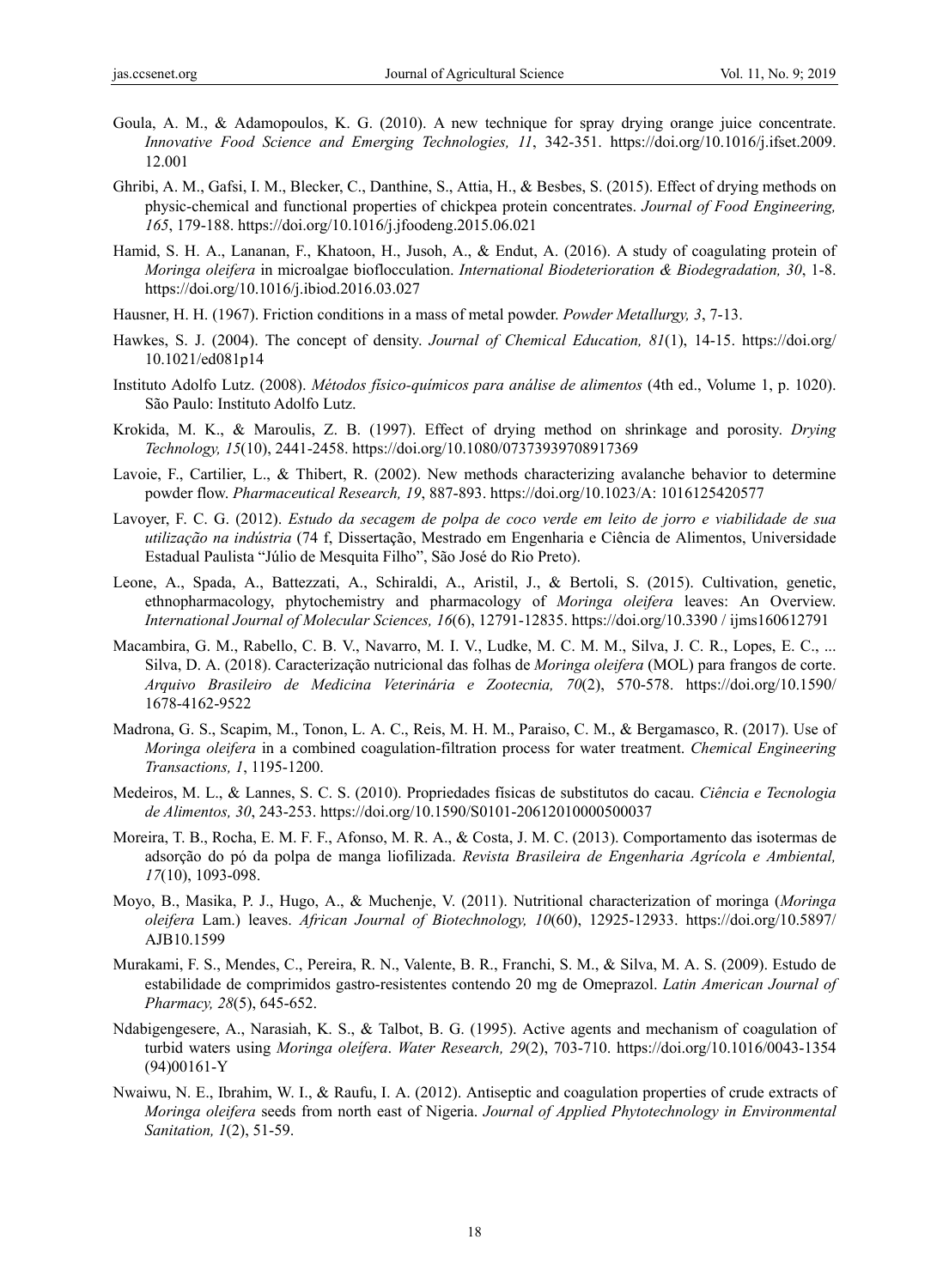Goula, A. M., & Adamopoulos, K. G. (2010). A new technique for spray drying orange juice concentrate. *Innovative Food Science and Emerging Technologies, 11*, 342-351. https://doi.org/10.1016/j.ifset.2009.12.001

Ghribi, A. M., Gafsi, I. M., Blecker, C., Danthine, S., Attia, H., & Besbes, S. (2015). Effect of drying methods on physic-chemical and functional properties of chickpea protein concentrates. *Journal of Food Engineering, 165*, 179-188. https://doi.org/10.1016/j.jfoodeng.2015.06.021

Hamid, S. H. A., Lananan, F., Khatoon, H., Jusoh, A., & Endut, A. (2016). A study of coagulating protein of *Moringa oleifera* in microalgae bioflocculation. *International Biodeterioration & Biodegradation, 30*, 1-8. https://doi.org/10.1016/j.ibiod.2016.03.027

Hausner, H. H. (1967). Friction conditions in a mass of metal powder. *Powder Metallurgy, 3*, 7-13.

Hawkes, S. J. (2004). The concept of density. *Journal of Chemical Education, 81*(1), 14-15. https://doi.org/10.1021/ed081p14

Instituto Adolfo Lutz. (2008). *Métodos físico-químicos para análise de alimentos* (4th ed., Volume 1, p. 1020). São Paulo: Instituto Adolfo Lutz.

Krokida, M. K., & Maroulis, Z. B. (1997). Effect of drying method on shrinkage and porosity. *Drying Technology, 15*(10), 2441-2458. https://doi.org/10.1080/07373939708917369

Lavoie, F., Cartilier, L., & Thibert, R. (2002). New methods characterizing avalanche behavior to determine powder flow. *Pharmaceutical Research, 19*, 887-893. https://doi.org/10.1023/A: 1016125420577

Lavoyer, F. C. G. (2012). *Estudo da secagem de polpa de coco verde em leito de jorro e viabilidade de sua utilização na indústria* (74 f, Dissertação, Mestrado em Engenharia e Ciência de Alimentos, Universidade Estadual Paulista "Júlio de Mesquita Filho", São José do Rio Preto).

Leone, A., Spada, A., Battezzati, A., Schiraldi, A., Aristil, J., & Bertoli, S. (2015). Cultivation, genetic, ethnopharmacology, phytochemistry and pharmacology of *Moringa oleifera* leaves: An Overview. *International Journal of Molecular Sciences, 16*(6), 12791-12835. https://doi.org/10.3390 / ijms160612791

Macambira, G. M., Rabello, C. B. V., Navarro, M. I. V., Ludke, M. C. M. M., Silva, J. C. R., Lopes, E. C., ... Silva, D. A. (2018). Caracterização nutricional das folhas de *Moringa oleifera* (MOL) para frangos de corte. *Arquivo Brasileiro de Medicina Veterinária e Zootecnia, 70*(2), 570-578. https://doi.org/10.1590/1678-4162-9522

Madrona, G. S., Scapim, M., Tonon, L. A. C., Reis, M. H. M., Paraiso, C. M., & Bergamasco, R. (2017). Use of *Moringa oleifera* in a combined coagulation-filtration process for water treatment. *Chemical Engineering Transactions, 1*, 1195-1200.

Medeiros, M. L., & Lannes, S. C. S. (2010). Propriedades físicas de substitutos do cacau. *Ciência e Tecnologia de Alimentos, 30*, 243-253. https://doi.org/10.1590/S0101-20612010000500037

Moreira, T. B., Rocha, E. M. F. F., Afonso, M. R. A., & Costa, J. M. C. (2013). Comportamento das isotermas de adsorção do pó da polpa de manga liofilizada. *Revista Brasileira de Engenharia Agrícola e Ambiental, 17*(10), 1093-098.

Moyo, B., Masika, P. J., Hugo, A., & Muchenje, V. (2011). Nutritional characterization of moringa (*Moringa oleifera* Lam.) leaves. *African Journal of Biotechnology, 10*(60), 12925-12933. https://doi.org/10.5897/AJB10.1599

Murakami, F. S., Mendes, C., Pereira, R. N., Valente, B. R., Franchi, S. M., & Silva, M. A. S. (2009). Estudo de estabilidade de comprimidos gastro-resistentes contendo 20 mg de Omeprazol. *Latin American Journal of Pharmacy, 28*(5), 645-652.

Ndabigengesere, A., Narasiah, K. S., & Talbot, B. G. (1995). Active agents and mechanism of coagulation of turbid waters using *Moringa oleifera*. *Water Research, 29*(2), 703-710. https://doi.org/10.1016/0043-1354(94)00161-Y

Nwaiwu, N. E., Ibrahim, W. I., & Raufu, I. A. (2012). Antiseptic and coagulation properties of crude extracts of *Moringa oleifera* seeds from north east of Nigeria. *Journal of Applied Phytotechnology in Environmental Sanitation, 1*(2), 51-59.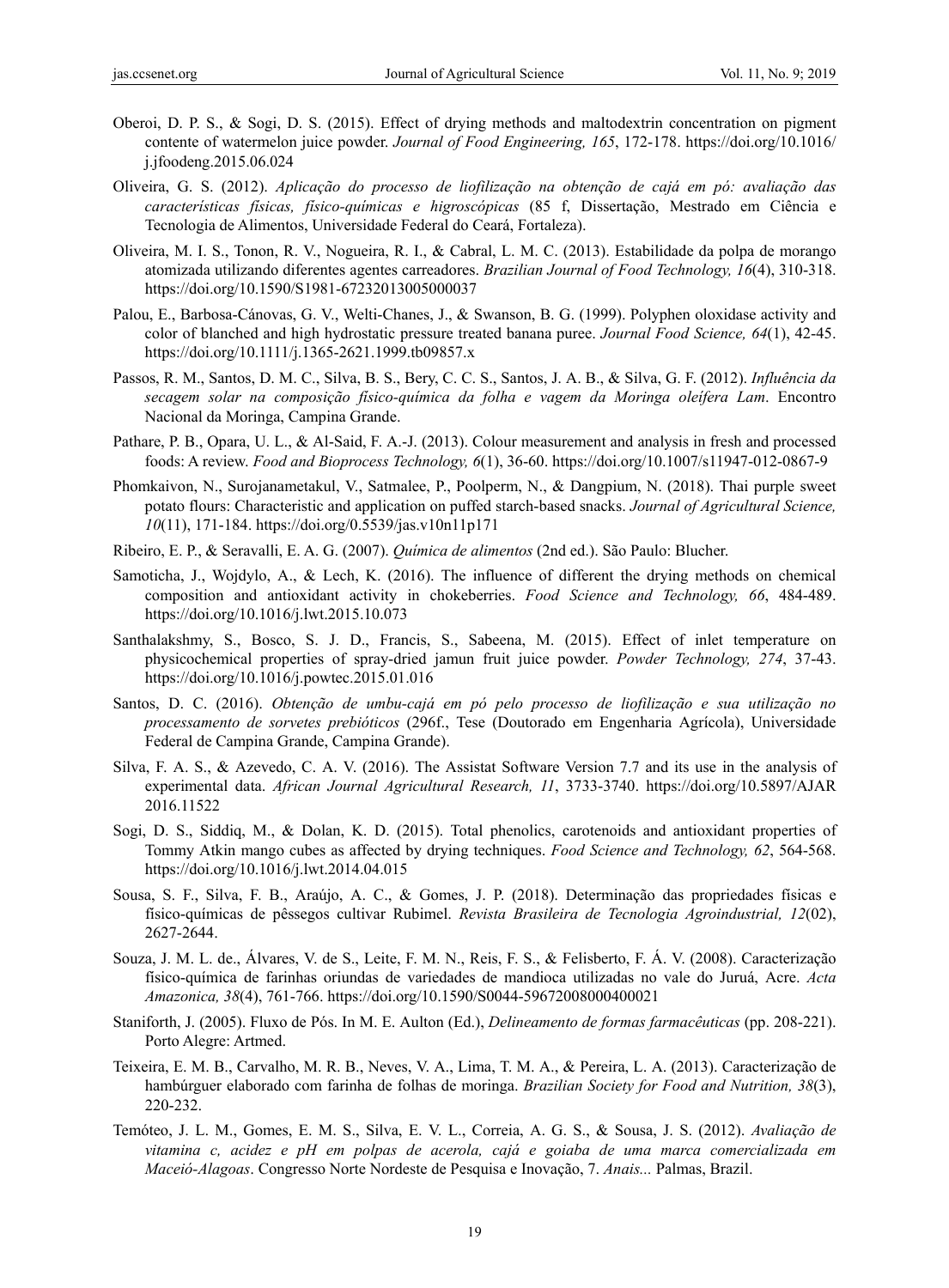Oberoi, D. P. S., & Sogi, D. S. (2015). Effect of drying methods and maltodextrin concentration on pigment contente of watermelon juice powder. *Journal of Food Engineering, 165*, 172-178. https://doi.org/10.1016/j.jfoodeng.2015.06.024

Oliveira, G. S. (2012). *Aplicação do processo de liofilização na obtenção de cajá em pó: avaliação das características físicas, físico-químicas e higroscópicas* (85 f, Dissertação, Mestrado em Ciência e Tecnologia de Alimentos, Universidade Federal do Ceará, Fortaleza).

Oliveira, M. I. S., Tonon, R. V., Nogueira, R. I., & Cabral, L. M. C. (2013). Estabilidade da polpa de morango atomizada utilizando diferentes agentes carreadores. *Brazilian Journal of Food Technology, 16*(4), 310-318. https://doi.org/10.1590/S1981-67232013005000037

Palou, E., Barbosa-Cánovas, G. V., Welti-Chanes, J., & Swanson, B. G. (1999). Polyphen oloxidase activity and color of blanched and high hydrostatic pressure treated banana puree. *Journal Food Science, 64*(1), 42-45. https://doi.org/10.1111/j.1365-2621.1999.tb09857.x

Passos, R. M., Santos, D. M. C., Silva, B. S., Bery, C. C. S., Santos, J. A. B., & Silva, G. F. (2012). *Influência da secagem solar na composição físico-química da folha e vagem da Moringa oleífera Lam*. Encontro Nacional da Moringa, Campina Grande.

Pathare, P. B., Opara, U. L., & Al-Said, F. A.-J. (2013). Colour measurement and analysis in fresh and processed foods: A review. *Food and Bioprocess Technology, 6*(1), 36-60. https://doi.org/10.1007/s11947-012-0867-9

Phomkaivon, N., Surojanametakul, V., Satmalee, P., Poolperm, N., & Dangpium, N. (2018). Thai purple sweet potato flours: Characteristic and application on puffed starch-based snacks. *Journal of Agricultural Science, 10*(11), 171-184. https://doi.org/0.5539/jas.v10n11p171

Ribeiro, E. P., & Seravalli, E. A. G. (2007). *Química de alimentos* (2nd ed.). São Paulo: Blucher.

Samoticha, J., Wojdylo, A., & Lech, K. (2016). The influence of different the drying methods on chemical composition and antioxidant activity in chokeberries. *Food Science and Technology, 66*, 484-489. https://doi.org/10.1016/j.lwt.2015.10.073

Santhalakshmy, S., Bosco, S. J. D., Francis, S., Sabeena, M. (2015). Effect of inlet temperature on physicochemical properties of spray-dried jamun fruit juice powder. *Powder Technology, 274*, 37-43. https://doi.org/10.1016/j.powtec.2015.01.016

Santos, D. C. (2016). *Obtenção de umbu-cajá em pó pelo processo de liofilização e sua utilização no processamento de sorvetes prebióticos* (296f., Tese (Doutorado em Engenharia Agrícola), Universidade Federal de Campina Grande, Campina Grande).

Silva, F. A. S., & Azevedo, C. A. V. (2016). The Assistat Software Version 7.7 and its use in the analysis of experimental data. *African Journal Agricultural Research, 11*, 3733-3740. https://doi.org/10.5897/AJAR2016.11522

Sogi, D. S., Siddiq, M., & Dolan, K. D. (2015). Total phenolics, carotenoids and antioxidant properties of Tommy Atkin mango cubes as affected by drying techniques. *Food Science and Technology, 62*, 564-568. https://doi.org/10.1016/j.lwt.2014.04.015

Sousa, S. F., Silva, F. B., Araújo, A. C., & Gomes, J. P. (2018). Determinação das propriedades físicas e físico-químicas de pêssegos cultivar Rubimel. *Revista Brasileira de Tecnologia Agroindustrial, 12*(02), 2627-2644.

Souza, J. M. L. de., Álvares, V. de S., Leite, F. M. N., Reis, F. S., & Felisberto, F. Á. V. (2008). Caracterização físico-química de farinhas oriundas de variedades de mandioca utilizadas no vale do Juruá, Acre. *Acta Amazonica, 38*(4), 761-766. https://doi.org/10.1590/S0044-59672008000400021

Staniforth, J. (2005). Fluxo de Pós. In M. E. Aulton (Ed.), *Delineamento de formas farmacêuticas* (pp. 208-221). Porto Alegre: Artmed.

Teixeira, E. M. B., Carvalho, M. R. B., Neves, V. A., Lima, T. M. A., & Pereira, L. A. (2013). Caracterização de hambúrguer elaborado com farinha de folhas de moringa. *Brazilian Society for Food and Nutrition, 38*(3), 220-232.

Temóteo, J. L. M., Gomes, E. M. S., Silva, E. V. L., Correia, A. G. S., & Sousa, J. S. (2012). *Avaliação de vitamina c, acidez e pH em polpas de acerola, cajá e goiaba de uma marca comercializada em Maceió-Alagoas*. Congresso Norte Nordeste de Pesquisa e Inovação, 7. *Anais...* Palmas, Brazil.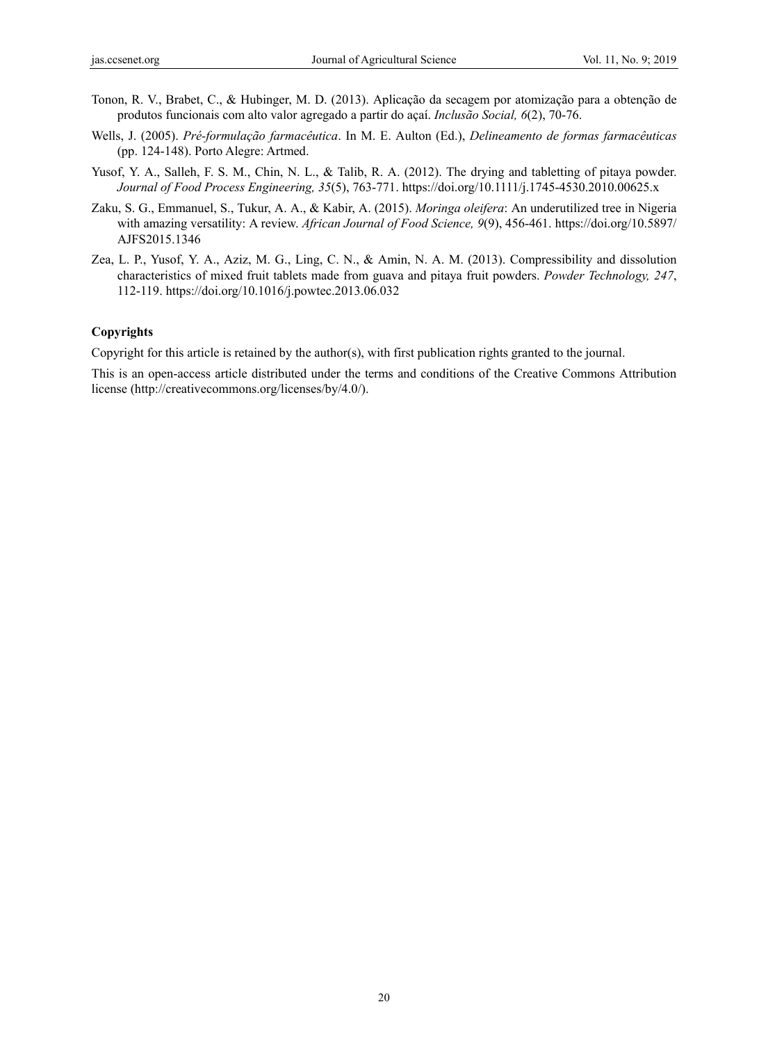Tonon, R. V., Brabet, C., & Hubinger, M. D. (2013). Aplicação da secagem por atomização para a obtenção de produtos funcionais com alto valor agregado a partir do açaí. *Inclusão Social, 6*(2), 70-76.

Wells, J. (2005). *Pré-formulação farmacêutica*. In M. E. Aulton (Ed.), *Delineamento de formas farmacêuticas* (pp. 124-148). Porto Alegre: Artmed.

Yusof, Y. A., Salleh, F. S. M., Chin, N. L., & Talib, R. A. (2012). The drying and tabletting of pitaya powder. *Journal of Food Process Engineering, 35*(5), 763-771. https://doi.org/10.1111/j.1745-4530.2010.00625.x

Zaku, S. G., Emmanuel, S., Tukur, A. A., & Kabir, A. (2015). *Moringa oleifera*: An underutilized tree in Nigeria with amazing versatility: A review. *African Journal of Food Science, 9*(9), 456-461. https://doi.org/10.5897/AJFS2015.1346

Zea, L. P., Yusof, Y. A., Aziz, M. G., Ling, C. N., & Amin, N. A. M. (2013). Compressibility and dissolution characteristics of mixed fruit tablets made from guava and pitaya fruit powders. *Powder Technology, 247*, 112-119. https://doi.org/10.1016/j.powtec.2013.06.032

**Copyrights**

Copyright for this article is retained by the author(s), with first publication rights granted to the journal.

This is an open-access article distributed under the terms and conditions of the Creative Commons Attribution license (http://creativecommons.org/licenses/by/4.0/).